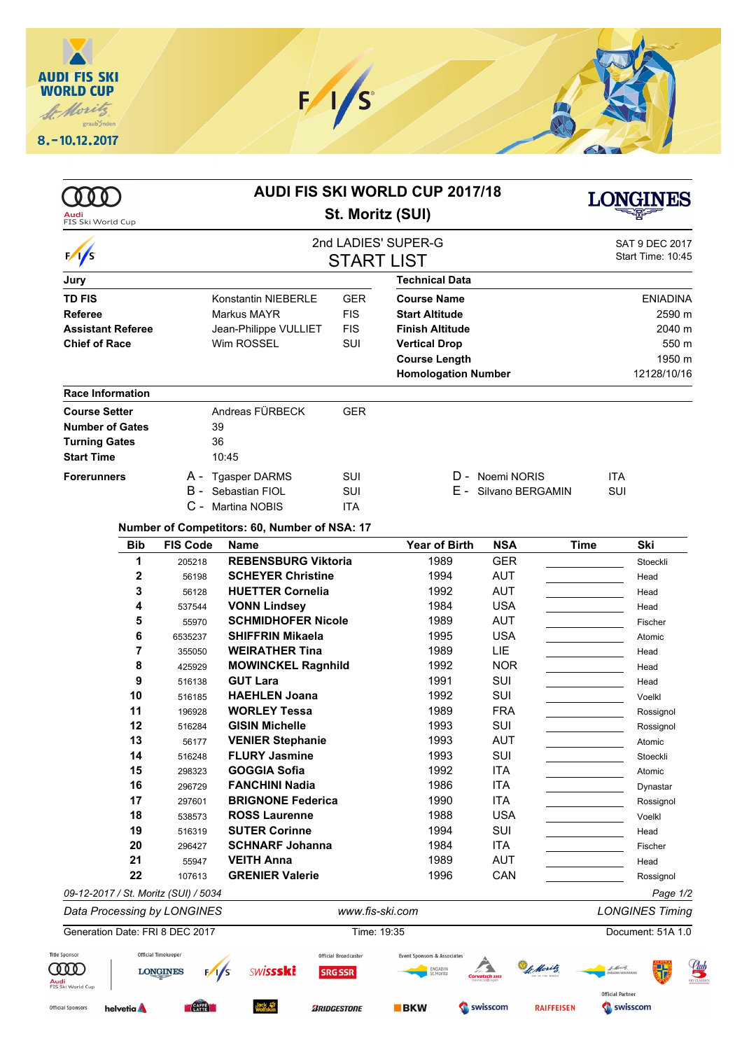# AUDI FIS SKI WORLD CUP 2017/18

## St. Moritz (SUI)

## 2nd LADIES' SUPER-G
## START LIST

SAT 9 DEC 2017
Start Time: 10:45

| Jury | | | Technical Data | |
|---|---|---|---|---|
| **TD FIS** | Konstantin NIEBERLE | GER | **Course Name** | ENIADINA |
| **Referee** | Markus MAYR | FIS | **Start Altitude** | 2590 m |
| **Assistant Referee** | Jean-Philippe VULLIET | FIS | **Finish Altitude** | 2040 m |
| **Chief of Race** | Wim ROSSEL | SUI | **Vertical Drop** | 550 m |
| | | | **Course Length** | 1950 m |
| | | | **Homologation Number** | 12128/10/16 |

**Race Information**

| | | |
|---|---|---|
| **Course Setter** | Andreas FÜRBECK | GER |
| **Number of Gates** | 39 | |
| **Turning Gates** | 36 | |
| **Start Time** | 10:45 | |

**Forerunners**

| | | | | | |
|---|---|---|---|---|---|
| A - | Tgasper DARMS | SUI | D - | Noemi NORIS | ITA |
| B - | Sebastian FIOL | SUI | E - | Silvano BERGAMIN | SUI |
| C - | Martina NOBIS | ITA | | | |

**Number of Competitors: 60, Number of NSA: 17**

| Bib | FIS Code | Name | Year of Birth | NSA | Time | Ski |
|---|---|---|---|---|---|---|
| 1 | 205218 | **REBENSBURG Viktoria** | 1989 | GER | | Stoeckli |
| 2 | 56198 | **SCHEYER Christine** | 1994 | AUT | | Head |
| 3 | 56128 | **HUETTER Cornelia** | 1992 | AUT | | Head |
| 4 | 537544 | **VONN Lindsey** | 1984 | USA | | Head |
| 5 | 55970 | **SCHMIDHOFER Nicole** | 1989 | AUT | | Fischer |
| 6 | 6535237 | **SHIFFRIN Mikaela** | 1995 | USA | | Atomic |
| 7 | 355050 | **WEIRATHER Tina** | 1989 | LIE | | Head |
| 8 | 425929 | **MOWINCKEL Ragnhild** | 1992 | NOR | | Head |
| 9 | 516138 | **GUT Lara** | 1991 | SUI | | Head |
| 10 | 516185 | **HAEHLEN Joana** | 1992 | SUI | | Voelkl |
| 11 | 196928 | **WORLEY Tessa** | 1989 | FRA | | Rossignol |
| 12 | 516284 | **GISIN Michelle** | 1993 | SUI | | Rossignol |
| 13 | 56177 | **VENIER Stephanie** | 1993 | AUT | | Atomic |
| 14 | 516248 | **FLURY Jasmine** | 1993 | SUI | | Stoeckli |
| 15 | 298323 | **GOGGIA Sofia** | 1992 | ITA | | Atomic |
| 16 | 296729 | **FANCHINI Nadia** | 1986 | ITA | | Dynastar |
| 17 | 297601 | **BRIGNONE Federica** | 1990 | ITA | | Rossignol |
| 18 | 538573 | **ROSS Laurenne** | 1988 | USA | | Voelkl |
| 19 | 516319 | **SUTER Corinne** | 1994 | SUI | | Head |
| 20 | 296427 | **SCHNARF Johanna** | 1984 | ITA | | Fischer |
| 21 | 55947 | **VEITH Anna** | 1989 | AUT | | Head |
| 22 | 107613 | **GRENIER Valerie** | 1996 | CAN | | Rossignol |

*09-12-2017 / St. Moritz (SUI) / 5034*

*Data Processing by LONGINES* — *www.fis-ski.com* — *LONGINES Timing*

Generation Date: FRI 8 DEC 2017 — Time: 19:35 — Document: 51A 1.0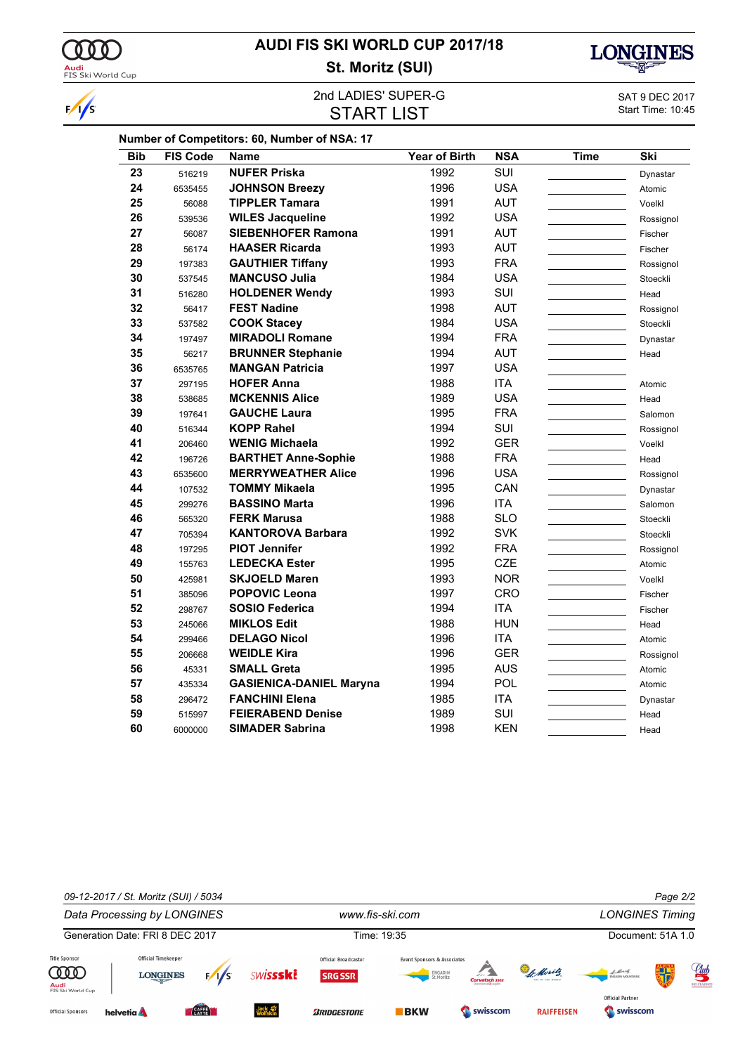# AUDI FIS SKI WORLD CUP 2017/18

## St. Moritz (SUI)

2nd LADIES' SUPER-G

**START LIST**

SAT 9 DEC 2017
Start Time: 10:45

**Number of Competitors: 60, Number of NSA: 17**

| Bib | FIS Code | Name | Year of Birth | NSA | Time | Ski |
|---|---|---|---|---|---|---|
| 23 | 516219 | NUFER Priska | 1992 | SUI | | Dynastar |
| 24 | 6535455 | JOHNSON Breezy | 1996 | USA | | Atomic |
| 25 | 56088 | TIPPLER Tamara | 1991 | AUT | | Voelkl |
| 26 | 539536 | WILES Jacqueline | 1992 | USA | | Rossignol |
| 27 | 56087 | SIEBENHOFER Ramona | 1991 | AUT | | Fischer |
| 28 | 56174 | HAASER Ricarda | 1993 | AUT | | Fischer |
| 29 | 197383 | GAUTHIER Tiffany | 1993 | FRA | | Rossignol |
| 30 | 537545 | MANCUSO Julia | 1984 | USA | | Stoeckli |
| 31 | 516280 | HOLDENER Wendy | 1993 | SUI | | Head |
| 32 | 56417 | FEST Nadine | 1998 | AUT | | Rossignol |
| 33 | 537582 | COOK Stacey | 1984 | USA | | Stoeckli |
| 34 | 197497 | MIRADOLI Romane | 1994 | FRA | | Dynastar |
| 35 | 56217 | BRUNNER Stephanie | 1994 | AUT | | Head |
| 36 | 6535765 | MANGAN Patricia | 1997 | USA | | |
| 37 | 297195 | HOFER Anna | 1988 | ITA | | Atomic |
| 38 | 538685 | MCKENNIS Alice | 1989 | USA | | Head |
| 39 | 197641 | GAUCHE Laura | 1995 | FRA | | Salomon |
| 40 | 516344 | KOPP Rahel | 1994 | SUI | | Rossignol |
| 41 | 206460 | WENIG Michaela | 1992 | GER | | Voelkl |
| 42 | 196726 | BARTHET Anne-Sophie | 1988 | FRA | | Head |
| 43 | 6535600 | MERRYWEATHER Alice | 1996 | USA | | Rossignol |
| 44 | 107532 | TOMMY Mikaela | 1995 | CAN | | Dynastar |
| 45 | 299276 | BASSINO Marta | 1996 | ITA | | Salomon |
| 46 | 565320 | FERK Marusa | 1988 | SLO | | Stoeckli |
| 47 | 705394 | KANTOROVA Barbara | 1992 | SVK | | Stoeckli |
| 48 | 197295 | PIOT Jennifer | 1992 | FRA | | Rossignol |
| 49 | 155763 | LEDECKA Ester | 1995 | CZE | | Atomic |
| 50 | 425981 | SKJOELD Maren | 1993 | NOR | | Voelkl |
| 51 | 385096 | POPOVIC Leona | 1997 | CRO | | Fischer |
| 52 | 298767 | SOSIO Federica | 1994 | ITA | | Fischer |
| 53 | 245066 | MIKLOS Edit | 1988 | HUN | | Head |
| 54 | 299466 | DELAGO Nicol | 1996 | ITA | | Atomic |
| 55 | 206668 | WEIDLE Kira | 1996 | GER | | Rossignol |
| 56 | 45331 | SMALL Greta | 1995 | AUS | | Atomic |
| 57 | 435334 | GASIENICA-DANIEL Maryna | 1994 | POL | | Atomic |
| 58 | 296472 | FANCHINI Elena | 1985 | ITA | | Dynastar |
| 59 | 515997 | FEIERABEND Denise | 1989 | SUI | | Head |
| 60 | 6000000 | SIMADER Sabrina | 1998 | KEN | | Head |

*09-12-2017 / St. Moritz (SUI) / 5034*

*Data Processing by LONGINES* — *www.fis-ski.com* — *LONGINES Timing*

Generation Date: FRI 8 DEC 2017 — Time: 19:35 — Document: 51A 1.0